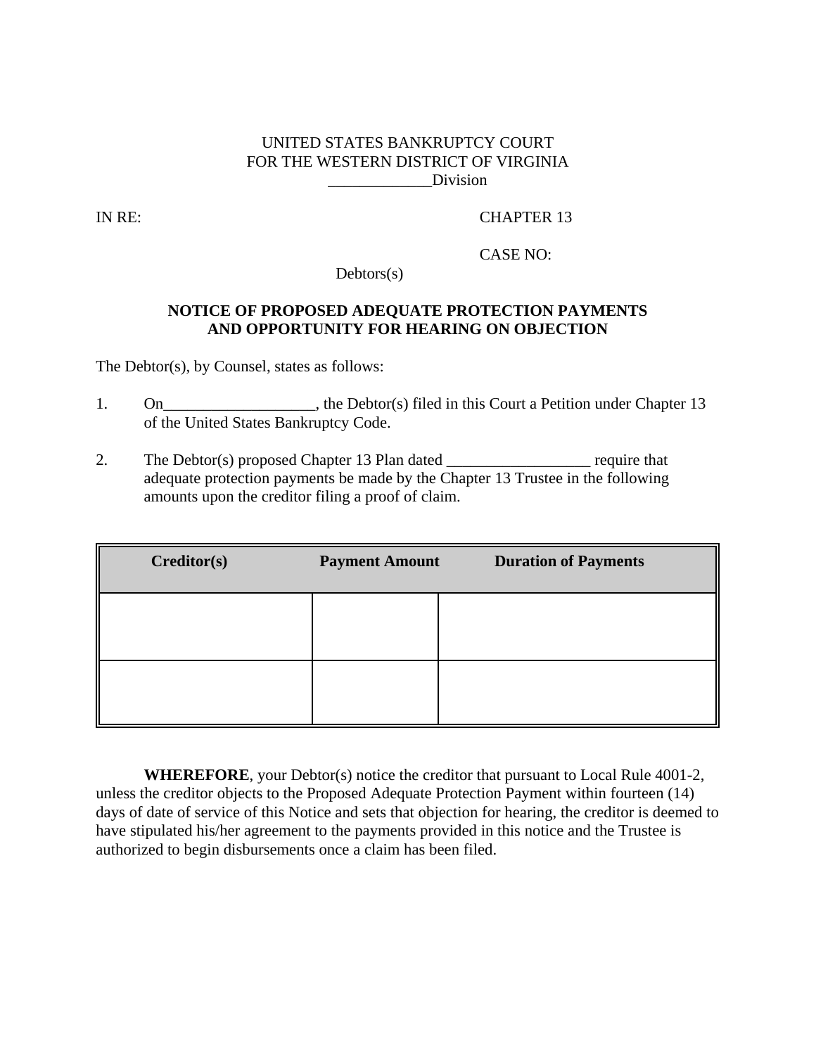UNITED STATES BANKRUPTCY COURT
FOR THE WESTERN DISTRICT OF VIRGINIA
_____________Division

IN RE: CHAPTER 13

CASE NO:

Debtors(s)

**NOTICE OF PROPOSED ADEQUATE PROTECTION PAYMENTS AND OPPORTUNITY FOR HEARING ON OBJECTION**

The Debtor(s), by Counsel, states as follows:

1. On___________________, the Debtor(s) filed in this Court a Petition under Chapter 13 of the United States Bankruptcy Code.

2. The Debtor(s) proposed Chapter 13 Plan dated __________________ require that adequate protection payments be made by the Chapter 13 Trustee in the following amounts upon the creditor filing a proof of claim.

| Creditor(s) | Payment Amount | Duration of Payments |
|---|---|---|
| | | |
| | | |

**WHEREFORE**, your Debtor(s) notice the creditor that pursuant to Local Rule 4001-2, unless the creditor objects to the Proposed Adequate Protection Payment within fourteen (14) days of date of service of this Notice and sets that objection for hearing, the creditor is deemed to have stipulated his/her agreement to the payments provided in this notice and the Trustee is authorized to begin disbursements once a claim has been filed.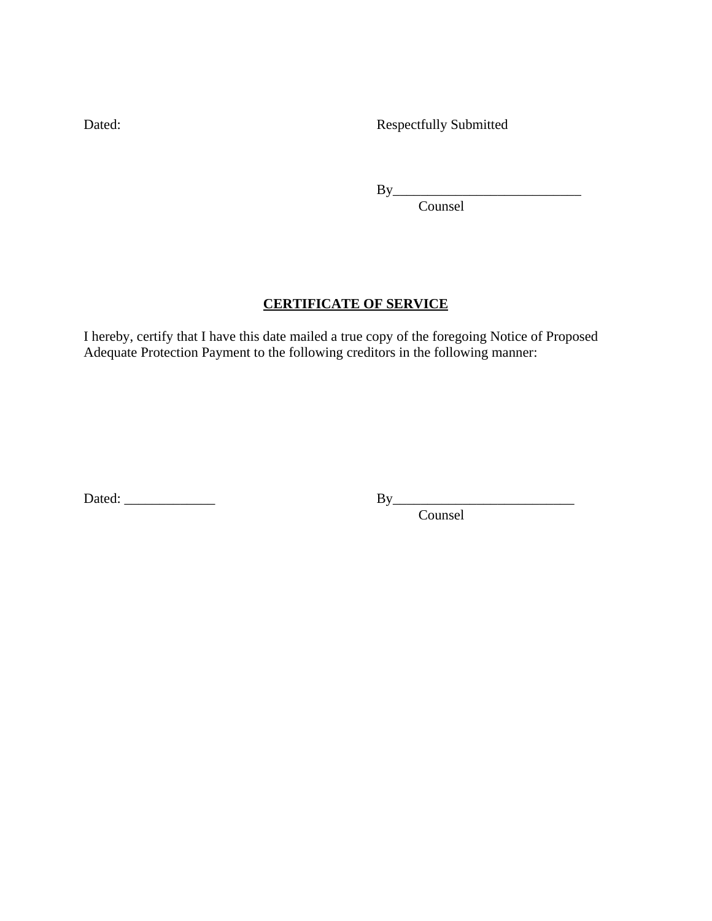Dated: Respectfully Submitted

By___________________________
Counsel

**CERTIFICATE OF SERVICE**

I hereby, certify that I have this date mailed a true copy of the foregoing Notice of Proposed Adequate Protection Payment to the following creditors in the following manner:

Dated: _____________ By__________________________
Counsel